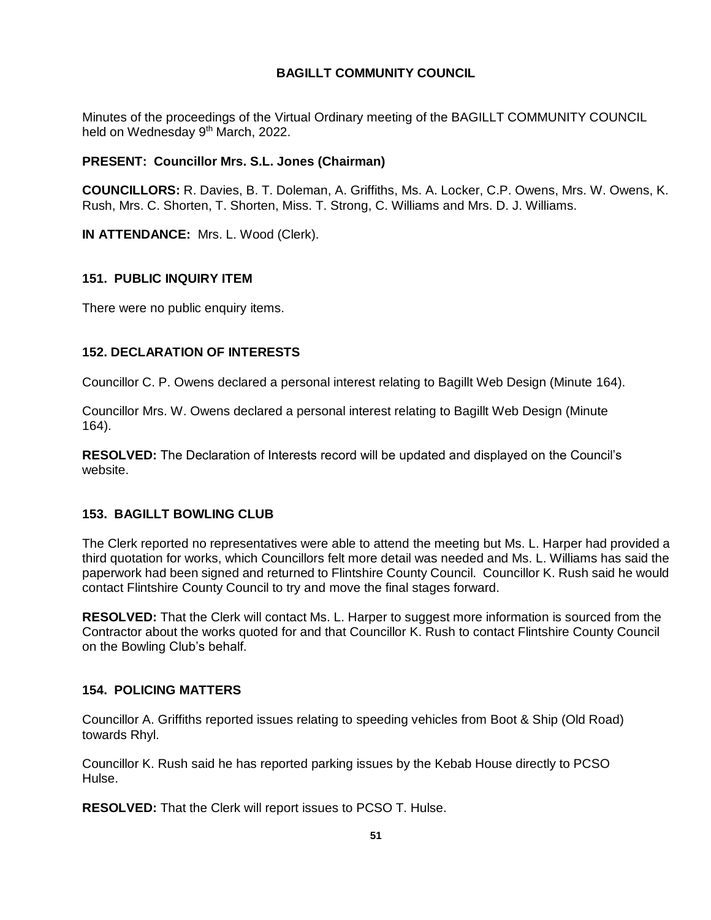# BAGILLT COMMUNITY COUNCIL

Minutes of the proceedings of the Virtual Ordinary meeting of the BAGILLT COMMUNITY COUNCIL held on Wednesday 9th March, 2022.

**PRESENT: Councillor Mrs. S.L. Jones (Chairman)**

**COUNCILLORS:** R. Davies, B. T. Doleman, A. Griffiths, Ms. A. Locker, C.P. Owens, Mrs. W. Owens, K. Rush, Mrs. C. Shorten, T. Shorten, Miss. T. Strong, C. Williams and Mrs. D. J. Williams.

**IN ATTENDANCE:** Mrs. L. Wood (Clerk).

### 151. PUBLIC INQUIRY ITEM

There were no public enquiry items.

### 152. DECLARATION OF INTERESTS

Councillor C. P. Owens declared a personal interest relating to Bagillt Web Design (Minute 164).

Councillor Mrs. W. Owens declared a personal interest relating to Bagillt Web Design (Minute 164).

**RESOLVED:** The Declaration of Interests record will be updated and displayed on the Council's website.

### 153. BAGILLT BOWLING CLUB

The Clerk reported no representatives were able to attend the meeting but Ms. L. Harper had provided a third quotation for works, which Councillors felt more detail was needed and Ms. L. Williams has said the paperwork had been signed and returned to Flintshire County Council. Councillor K. Rush said he would contact Flintshire County Council to try and move the final stages forward.

**RESOLVED:** That the Clerk will contact Ms. L. Harper to suggest more information is sourced from the Contractor about the works quoted for and that Councillor K. Rush to contact Flintshire County Council on the Bowling Club's behalf.

### 154. POLICING MATTERS

Councillor A. Griffiths reported issues relating to speeding vehicles from Boot & Ship (Old Road) towards Rhyl.

Councillor K. Rush said he has reported parking issues by the Kebab House directly to PCSO Hulse.

**RESOLVED:** That the Clerk will report issues to PCSO T. Hulse.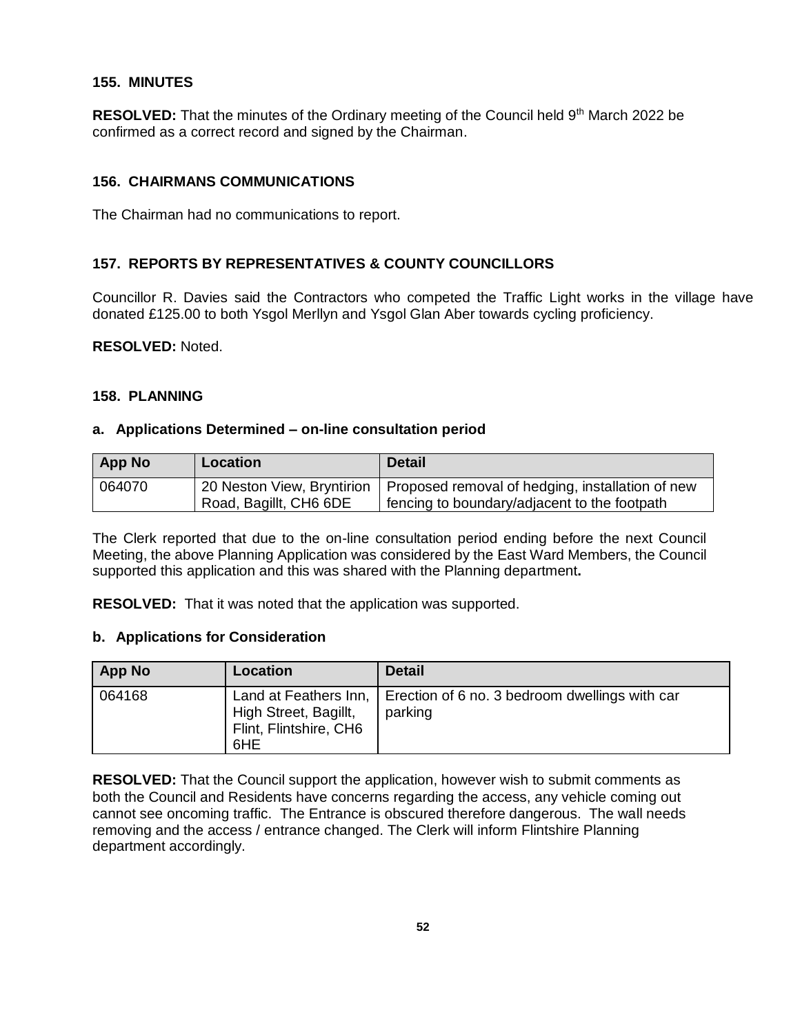### 155. MINUTES

**RESOLVED:** That the minutes of the Ordinary meeting of the Council held 9th March 2022 be confirmed as a correct record and signed by the Chairman.

### 156. CHAIRMANS COMMUNICATIONS

The Chairman had no communications to report.

### 157. REPORTS BY REPRESENTATIVES & COUNTY COUNCILLORS

Councillor R. Davies said the Contractors who competed the Traffic Light works in the village have donated £125.00 to both Ysgol Merllyn and Ysgol Glan Aber towards cycling proficiency.

**RESOLVED:** Noted.

### 158. PLANNING

#### a. Applications Determined – on-line consultation period

| App No | Location | Detail |
|---|---|---|
| 064070 | 20 Neston View, Bryntirion Road, Bagillt, CH6 6DE | Proposed removal of hedging, installation of new fencing to boundary/adjacent to the footpath |

The Clerk reported that due to the on-line consultation period ending before the next Council Meeting, the above Planning Application was considered by the East Ward Members, the Council supported this application and this was shared with the Planning department**.**

**RESOLVED:** That it was noted that the application was supported.

#### b. Applications for Consideration

| App No | Location | Detail |
|---|---|---|
| 064168 | Land at Feathers Inn, High Street, Bagillt, Flint, Flintshire, CH6 6HE | Erection of 6 no. 3 bedroom dwellings with car parking |

**RESOLVED:** That the Council support the application, however wish to submit comments as both the Council and Residents have concerns regarding the access, any vehicle coming out cannot see oncoming traffic. The Entrance is obscured therefore dangerous. The wall needs removing and the access / entrance changed. The Clerk will inform Flintshire Planning department accordingly.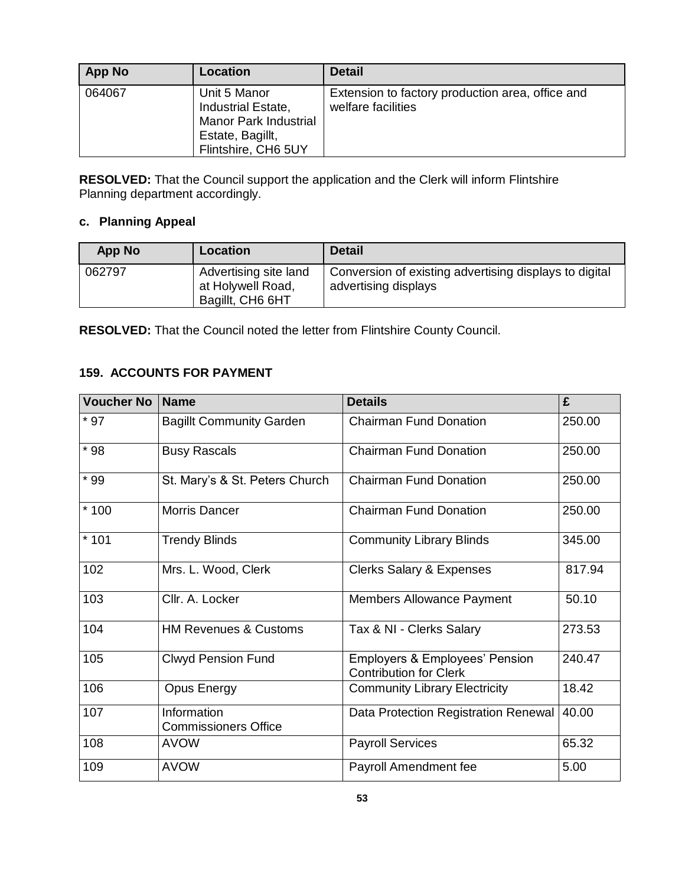| App No | Location | Detail |
| --- | --- | --- |
| 064067 | Unit 5 Manor Industrial Estate, Manor Park Industrial Estate, Bagillt, Flintshire, CH6 5UY | Extension to factory production area, office and welfare facilities |

**RESOLVED:** That the Council support the application and the Clerk will inform Flintshire Planning department accordingly.

### c. Planning Appeal

| App No | Location | Detail |
| --- | --- | --- |
| 062797 | Advertising site land at Holywell Road, Bagillt, CH6 6HT | Conversion of existing advertising displays to digital advertising displays |

**RESOLVED:** That the Council noted the letter from Flintshire County Council.

## 159. ACCOUNTS FOR PAYMENT

| Voucher No | Name | Details | £ |
| --- | --- | --- | --- |
| * 97 | Bagillt Community Garden | Chairman Fund Donation | 250.00 |
| * 98 | Busy Rascals | Chairman Fund Donation | 250.00 |
| * 99 | St. Mary's & St. Peters Church | Chairman Fund Donation | 250.00 |
| * 100 | Morris Dancer | Chairman Fund Donation | 250.00 |
| * 101 | Trendy Blinds | Community Library Blinds | 345.00 |
| 102 | Mrs. L. Wood, Clerk | Clerks Salary & Expenses | 817.94 |
| 103 | Cllr. A. Locker | Members Allowance Payment | 50.10 |
| 104 | HM Revenues & Customs | Tax & NI - Clerks Salary | 273.53 |
| 105 | Clwyd Pension Fund | Employers & Employees' Pension Contribution for Clerk | 240.47 |
| 106 | Opus Energy | Community Library Electricity | 18.42 |
| 107 | Information Commissioners Office | Data Protection Registration Renewal | 40.00 |
| 108 | AVOW | Payroll Services | 65.32 |
| 109 | AVOW | Payroll Amendment fee | 5.00 |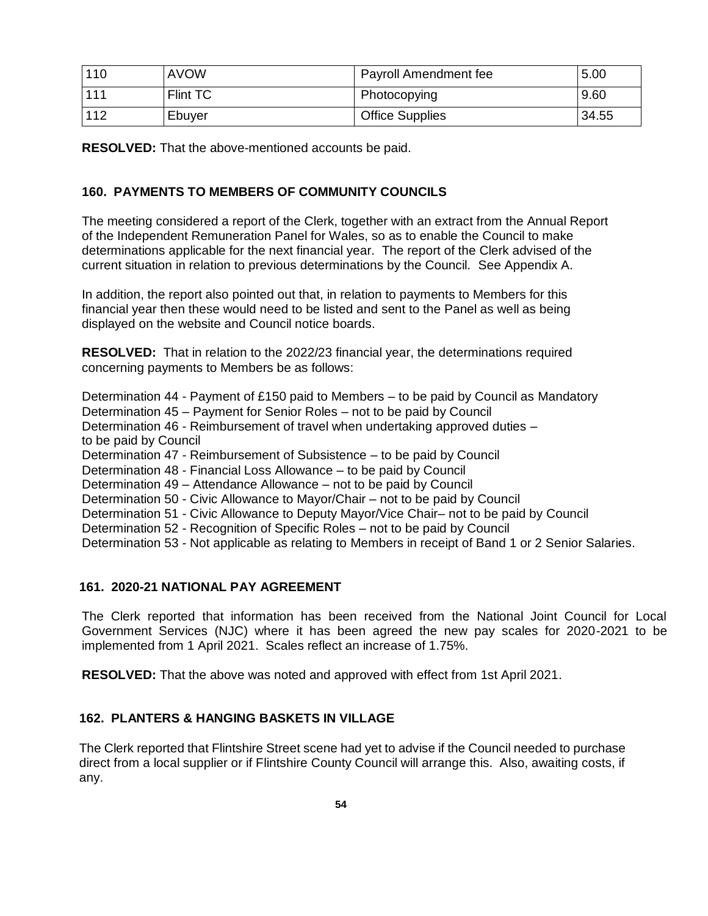| 110 | AVOW | Payroll Amendment fee | 5.00 |
|---|---|---|---|
| 111 | Flint TC | Photocopying | 9.60 |
| 112 | Ebuyer | Office Supplies | 34.55 |

**RESOLVED:** That the above-mentioned accounts be paid.

### 160. PAYMENTS TO MEMBERS OF COMMUNITY COUNCILS

The meeting considered a report of the Clerk, together with an extract from the Annual Report of the Independent Remuneration Panel for Wales, so as to enable the Council to make determinations applicable for the next financial year. The report of the Clerk advised of the current situation in relation to previous determinations by the Council. See Appendix A.

In addition, the report also pointed out that, in relation to payments to Members for this financial year then these would need to be listed and sent to the Panel as well as being displayed on the website and Council notice boards.

**RESOLVED:** That in relation to the 2022/23 financial year, the determinations required concerning payments to Members be as follows:

Determination 44 - Payment of £150 paid to Members – to be paid by Council as Mandatory
Determination 45 – Payment for Senior Roles – not to be paid by Council
Determination 46 - Reimbursement of travel when undertaking approved duties – to be paid by Council
Determination 47 - Reimbursement of Subsistence – to be paid by Council
Determination 48 - Financial Loss Allowance – to be paid by Council
Determination 49 – Attendance Allowance – not to be paid by Council
Determination 50 - Civic Allowance to Mayor/Chair – not to be paid by Council
Determination 51 - Civic Allowance to Deputy Mayor/Vice Chair– not to be paid by Council
Determination 52 - Recognition of Specific Roles – not to be paid by Council
Determination 53 - Not applicable as relating to Members in receipt of Band 1 or 2 Senior Salaries.

### 161. 2020-21 NATIONAL PAY AGREEMENT

The Clerk reported that information has been received from the National Joint Council for Local Government Services (NJC) where it has been agreed the new pay scales for 2020-2021 to be implemented from 1 April 2021. Scales reflect an increase of 1.75%.

**RESOLVED:** That the above was noted and approved with effect from 1st April 2021.

### 162. PLANTERS & HANGING BASKETS IN VILLAGE

The Clerk reported that Flintshire Street scene had yet to advise if the Council needed to purchase direct from a local supplier or if Flintshire County Council will arrange this. Also, awaiting costs, if any.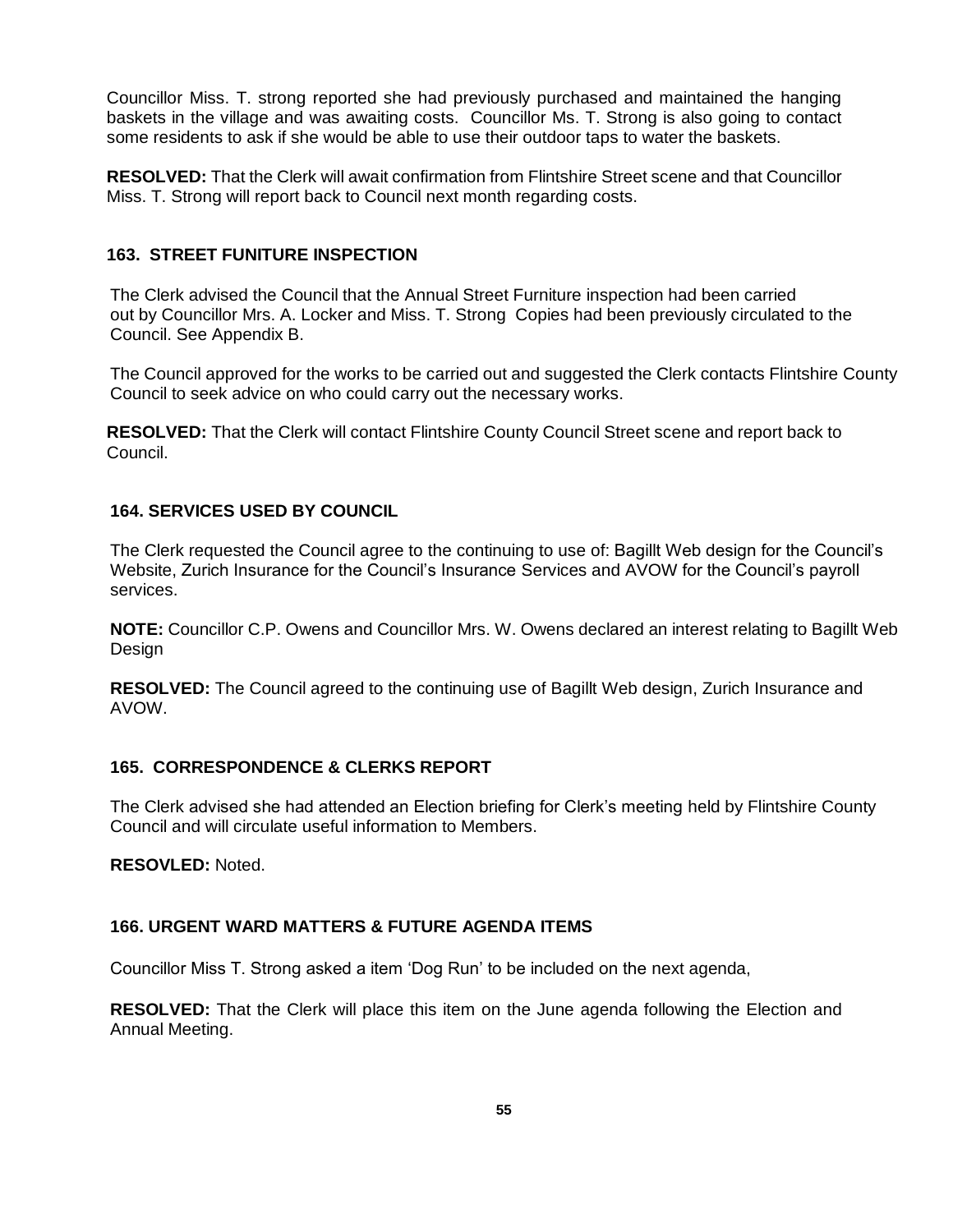Councillor Miss. T. strong reported she had previously purchased and maintained the hanging baskets in the village and was awaiting costs. Councillor Ms. T. Strong is also going to contact some residents to ask if she would be able to use their outdoor taps to water the baskets.

**RESOLVED:** That the Clerk will await confirmation from Flintshire Street scene and that Councillor Miss. T. Strong will report back to Council next month regarding costs.

### 163. STREET FUNITURE INSPECTION

The Clerk advised the Council that the Annual Street Furniture inspection had been carried out by Councillor Mrs. A. Locker and Miss. T. Strong Copies had been previously circulated to the Council. See Appendix B.

The Council approved for the works to be carried out and suggested the Clerk contacts Flintshire County Council to seek advice on who could carry out the necessary works.

**RESOLVED:** That the Clerk will contact Flintshire County Council Street scene and report back to Council.

### 164. SERVICES USED BY COUNCIL

The Clerk requested the Council agree to the continuing to use of: Bagillt Web design for the Council's Website, Zurich Insurance for the Council's Insurance Services and AVOW for the Council's payroll services.

**NOTE:** Councillor C.P. Owens and Councillor Mrs. W. Owens declared an interest relating to Bagillt Web Design

**RESOLVED:** The Council agreed to the continuing use of Bagillt Web design, Zurich Insurance and AVOW.

### 165. CORRESPONDENCE & CLERKS REPORT

The Clerk advised she had attended an Election briefing for Clerk's meeting held by Flintshire County Council and will circulate useful information to Members.

**RESOVLED:** Noted.

### 166. URGENT WARD MATTERS & FUTURE AGENDA ITEMS

Councillor Miss T. Strong asked a item 'Dog Run' to be included on the next agenda,

**RESOLVED:** That the Clerk will place this item on the June agenda following the Election and Annual Meeting.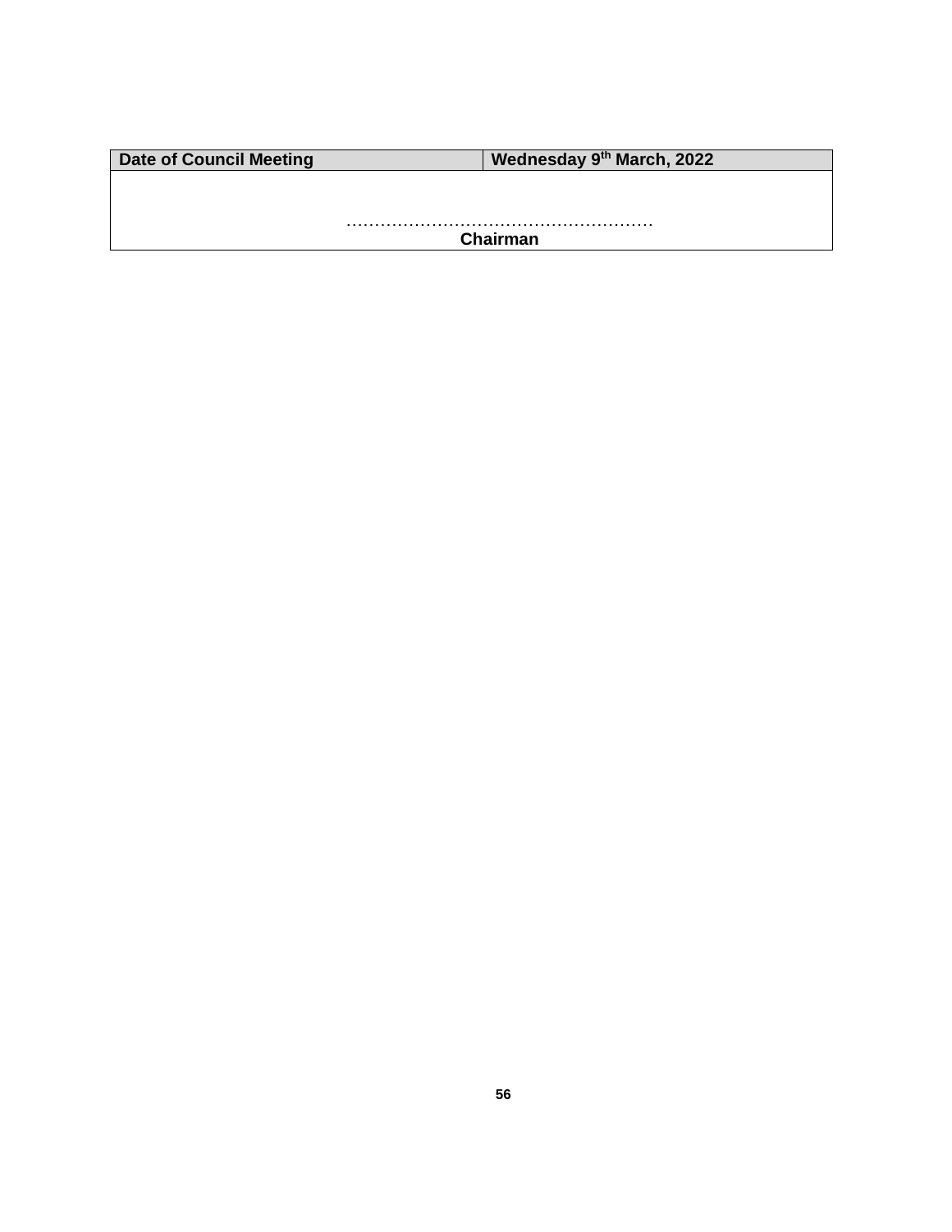| Date of Council Meeting | Wednesday 9th March, 2022 |
| --- | --- |

…………………………………………………

**Chairman**